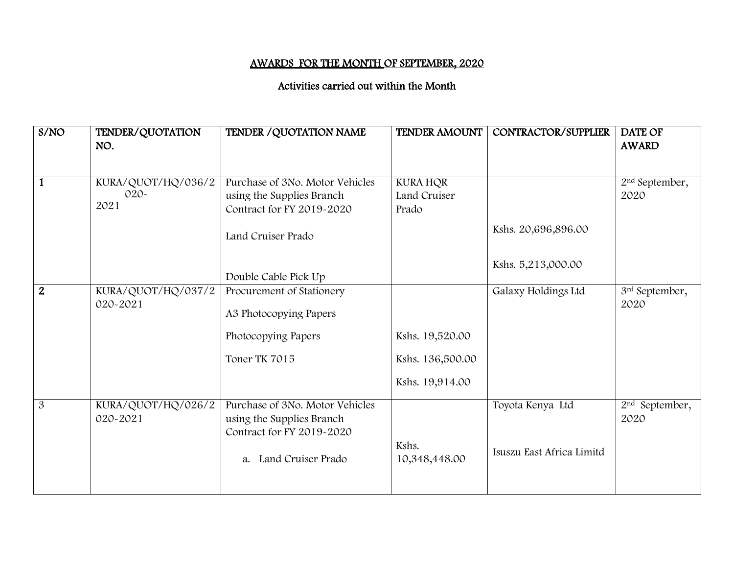AWARDS FOR THE MONTH OF SEPTEMBER, 2020

Activities carried out within the Month

| S/NO | TENDER/QUOTATION NO. | TENDER /QUOTATION NAME | TENDER AMOUNT | CONTRACTOR/SUPPLIER | DATE OF AWARD |
|---|---|---|---|---|---|
| **1** | KURA/QUOT/HQ/036/2020-2021 | Purchase of 3No. Motor Vehicles using the Supplies Branch Contract for FY 2019-2020<br><br>Land Cruiser Prado<br><br>Double Cable Pick Up | KURA HQR Land Cruiser Prado | Kshs. 20,696,896.00<br><br>Kshs. 5,213,000.00 | 2nd September, 2020 |
| **2** | KURA/QUOT/HQ/037/2020-2021 | Procurement of Stationery<br><br>A3 Photocopying Papers<br><br>Photocopying Papers<br><br>Toner TK 7015 | Kshs. 19,520.00<br><br>Kshs. 136,500.00<br><br>Kshs. 19,914.00 | Galaxy Holdings Ltd | 3rd September, 2020 |
| 3 | KURA/QUOT/HQ/026/2020-2021 | Purchase of 3No. Motor Vehicles using the Supplies Branch Contract for FY 2019-2020<br><br>a. Land Cruiser Prado | Kshs. 10,348,448.00 | Toyota Kenya Ltd<br><br>Isuszu East Africa Limitd | 2nd September, 2020 |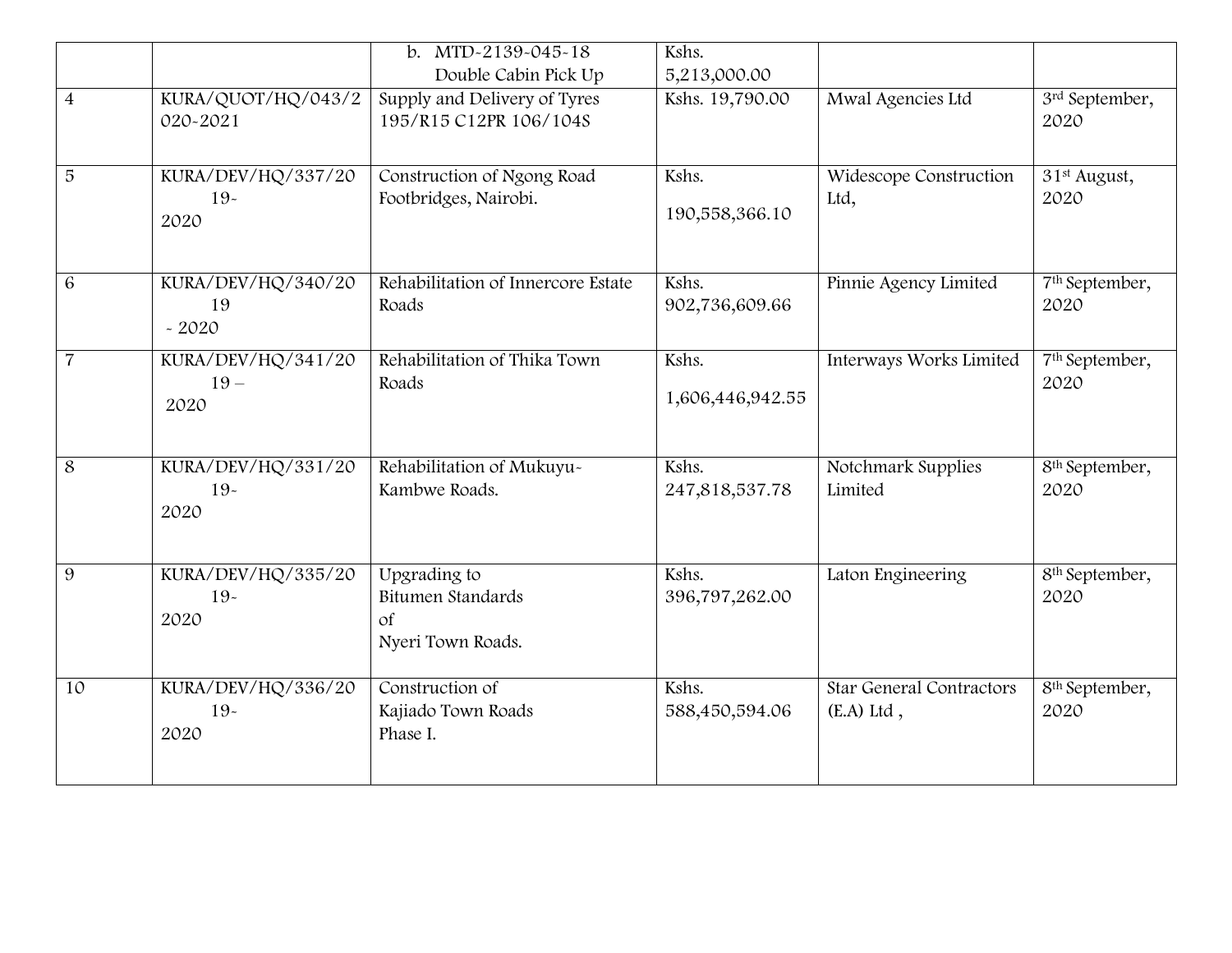| | | | | | |
|---|---|---|---|---|---|
| | | b. MTD-2139-045-18 Double Cabin Pick Up | Kshs. 5,213,000.00 | | |
| 4 | KURA/QUOT/HQ/043/2020-2021 | Supply and Delivery of Tyres 195/R15 C12PR 106/104S | Kshs. 19,790.00 | Mwal Agencies Ltd | 3rd September, 2020 |
| 5 | KURA/DEV/HQ/337/2019-2020 | Construction of Ngong Road Footbridges, Nairobi. | Kshs. 190,558,366.10 | Widescope Construction Ltd, | 31st August, 2020 |
| 6 | KURA/DEV/HQ/340/2019 - 2020 | Rehabilitation of Innercore Estate Roads | Kshs. 902,736,609.66 | Pinnie Agency Limited | 7th September, 2020 |
| 7 | KURA/DEV/HQ/341/2019 – 2020 | Rehabilitation of Thika Town Roads | Kshs. 1,606,446,942.55 | Interways Works Limited | 7th September, 2020 |
| 8 | KURA/DEV/HQ/331/2019-2020 | Rehabilitation of Mukuyu-Kambwe Roads. | Kshs. 247,818,537.78 | Notchmark Supplies Limited | 8th September, 2020 |
| 9 | KURA/DEV/HQ/335/2019-2020 | Upgrading to Bitumen Standards of Nyeri Town Roads. | Kshs. 396,797,262.00 | Laton Engineering | 8th September, 2020 |
| 10 | KURA/DEV/HQ/336/2019-2020 | Construction of Kajiado Town Roads Phase I. | Kshs. 588,450,594.06 | Star General Contractors (E.A) Ltd , | 8th September, 2020 |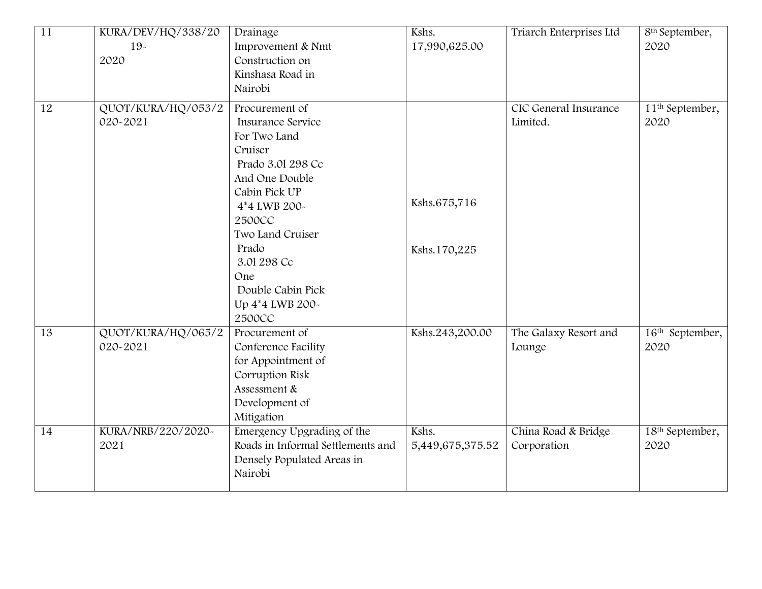| | | | | | |
|---|---|---|---|---|---|
| 11 | KURA/DEV/HQ/338/2019-2020 | Drainage Improvement & Nmt Construction on Kinshasa Road in Nairobi | Kshs. 17,990,625.00 | Triarch Enterprises Ltd | 8th September, 2020 |
| 12 | QUOT/KURA/HQ/053/2020-2021 | Procurement of Insurance Service For Two Land Cruiser Prado 3.0l 298 Cc And One Double Cabin Pick UP 4*4 LWB 200-2500CC<br>Two Land Cruiser Prado 3.0l 298 Cc<br>One Double Cabin Pick Up 4*4 LWB 200-2500CC | Kshs.675,716<br><br>Kshs.170,225 | CIC General Insurance Limited. | 11th September, 2020 |
| 13 | QUOT/KURA/HQ/065/2020-2021 | Procurement of Conference Facility for Appointment of Corruption Risk Assessment & Development of Mitigation | Kshs.243,200.00 | The Galaxy Resort and Lounge | 16th September, 2020 |
| 14 | KURA/NRB/220/2020-2021 | Emergency Upgrading of the Roads in Informal Settlements and Densely Populated Areas in Nairobi | Kshs. 5,449,675,375.52 | China Road & Bridge Corporation | 18th September, 2020 |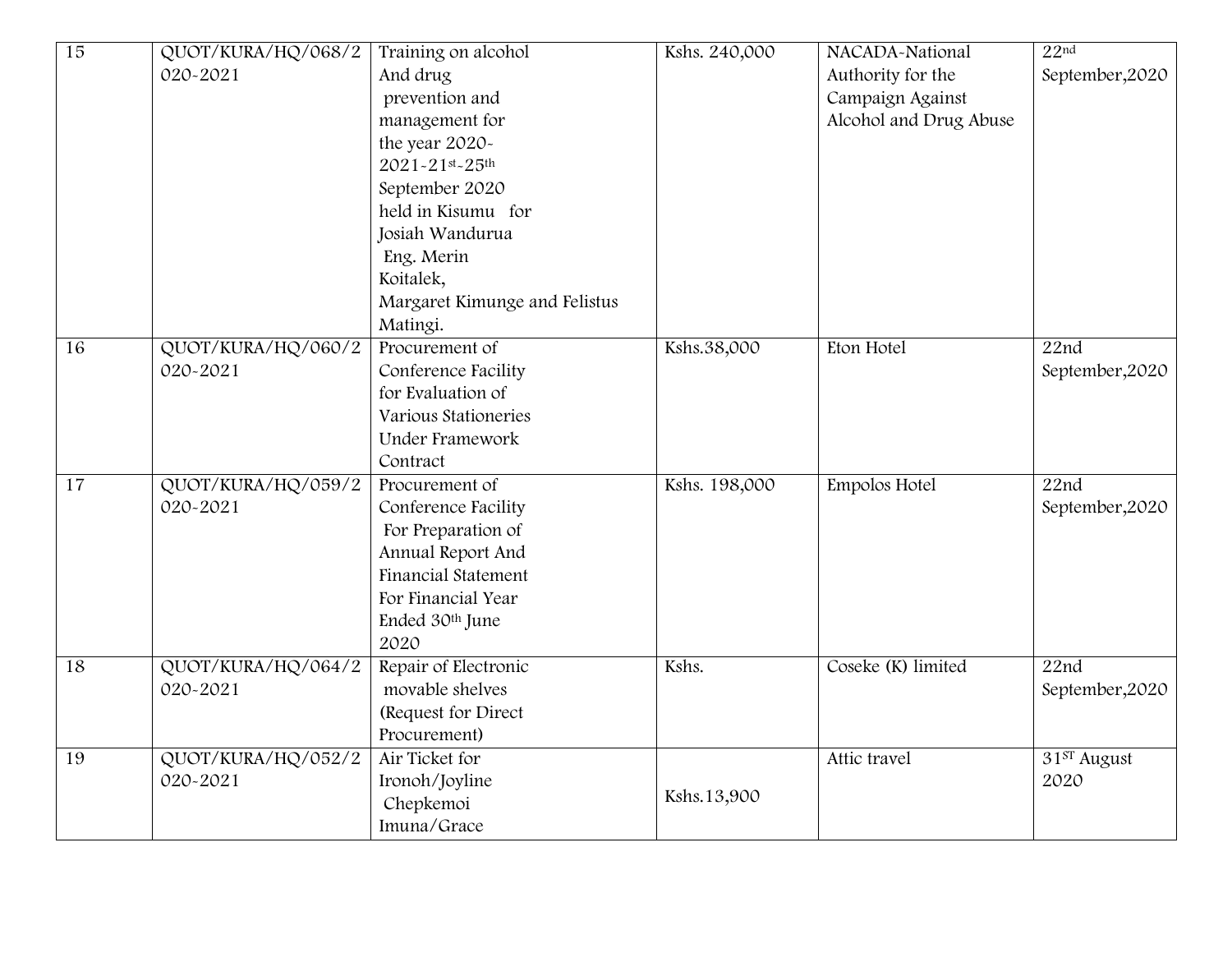| 15 | QUOT/KURA/HQ/068/2020-2021 | Training on alcohol And drug prevention and management for the year 2020-2021-21st-25th September 2020 held in Kisumu for Josiah Wandurua Eng. Merin Koitalek, Margaret Kimunge and Felistus Matingi. | Kshs. 240,000 | NACADA-National Authority for the Campaign Against Alcohol and Drug Abuse | 22nd September,2020 |
|---|---|---|---|---|---|
| 16 | QUOT/KURA/HQ/060/2020-2021 | Procurement of Conference Facility for Evaluation of Various Stationeries Under Framework Contract | Kshs.38,000 | Eton Hotel | 22nd September,2020 |
| 17 | QUOT/KURA/HQ/059/2020-2021 | Procurement of Conference Facility For Preparation of Annual Report And Financial Statement For Financial Year Ended 30th June 2020 | Kshs. 198,000 | Empolos Hotel | 22nd September,2020 |
| 18 | QUOT/KURA/HQ/064/2020-2021 | Repair of Electronic movable shelves (Request for Direct Procurement) | Kshs. | Coseke (K) limited | 22nd September,2020 |
| 19 | QUOT/KURA/HQ/052/2020-2021 | Air Ticket for Ironoh/Joyline Chepkemoi Imuna/Grace | Kshs.13,900 | Attic travel | 31ST August 2020 |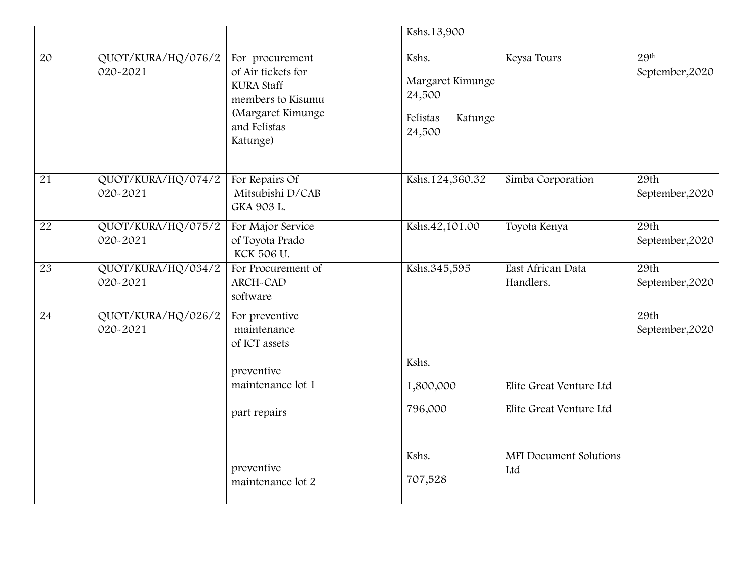| | | | | | |
|---|---|---|---|---|---|
| | | | Kshs.13,900 | | |
| 20 | QUOT/KURA/HQ/076/2020-2021 | For procurement of Air tickets for KURA Staff members to Kisumu (Margaret Kimunge and Felistas Katunge) | Kshs. Margaret Kimunge 24,500 Felistas Katunge 24,500 | Keysa Tours | 29th September,2020 |
| 21 | QUOT/KURA/HQ/074/2020-2021 | For Repairs Of Mitsubishi D/CAB GKA 903 L. | Kshs.124,360.32 | Simba Corporation | 29th September,2020 |
| 22 | QUOT/KURA/HQ/075/2020-2021 | For Major Service of Toyota Prado KCK 506 U. | Kshs.42,101.00 | Toyota Kenya | 29th September,2020 |
| 23 | QUOT/KURA/HQ/034/2020-2021 | For Procurement of ARCH-CAD software | Kshs.345,595 | East African Data Handlers. | 29th September,2020 |
| 24 | QUOT/KURA/HQ/026/2020-2021 | For preventive maintenance of ICT assets<br>preventive maintenance lot 1<br>part repairs<br>preventive maintenance lot 2 | Kshs.<br>1,800,000<br>796,000<br>Kshs.<br>707,528 | Elite Great Venture Ltd<br>Elite Great Venture Ltd<br>MFI Document Solutions Ltd | 29th September,2020 |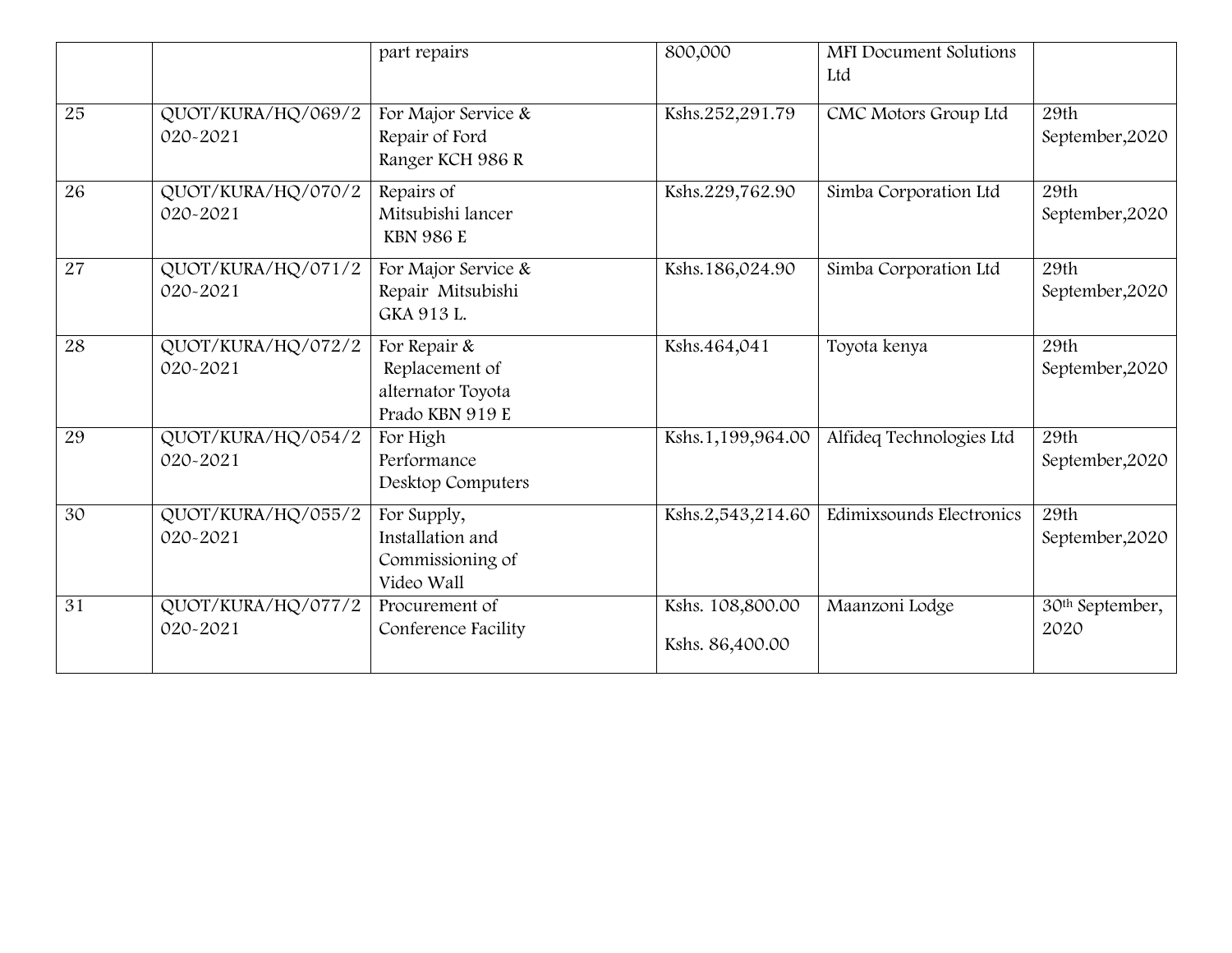| | | | | | |
|---|---|---|---|---|---|
| | | part repairs | 800,000 | MFI Document Solutions Ltd | |
| 25 | QUOT/KURA/HQ/069/2020-2021 | For Major Service & Repair of Ford Ranger KCH 986 R | Kshs.252,291.79 | CMC Motors Group Ltd | 29th September,2020 |
| 26 | QUOT/KURA/HQ/070/2020-2021 | Repairs of Mitsubishi lancer KBN 986 E | Kshs.229,762.90 | Simba Corporation Ltd | 29th September,2020 |
| 27 | QUOT/KURA/HQ/071/2020-2021 | For Major Service & Repair Mitsubishi GKA 913 L. | Kshs.186,024.90 | Simba Corporation Ltd | 29th September,2020 |
| 28 | QUOT/KURA/HQ/072/2020-2021 | For Repair & Replacement of alternator Toyota Prado KBN 919 E | Kshs.464,041 | Toyota kenya | 29th September,2020 |
| 29 | QUOT/KURA/HQ/054/2020-2021 | For High Performance Desktop Computers | Kshs.1,199,964.00 | Alfideq Technologies Ltd | 29th September,2020 |
| 30 | QUOT/KURA/HQ/055/2020-2021 | For Supply, Installation and Commissioning of Video Wall | Kshs.2,543,214.60 | Edimixsounds Electronics | 29th September,2020 |
| 31 | QUOT/KURA/HQ/077/2020-2021 | Procurement of Conference Facility | Kshs. 108,800.00<br>Kshs. 86,400.00 | Maanzoni Lodge | 30th September, 2020 |